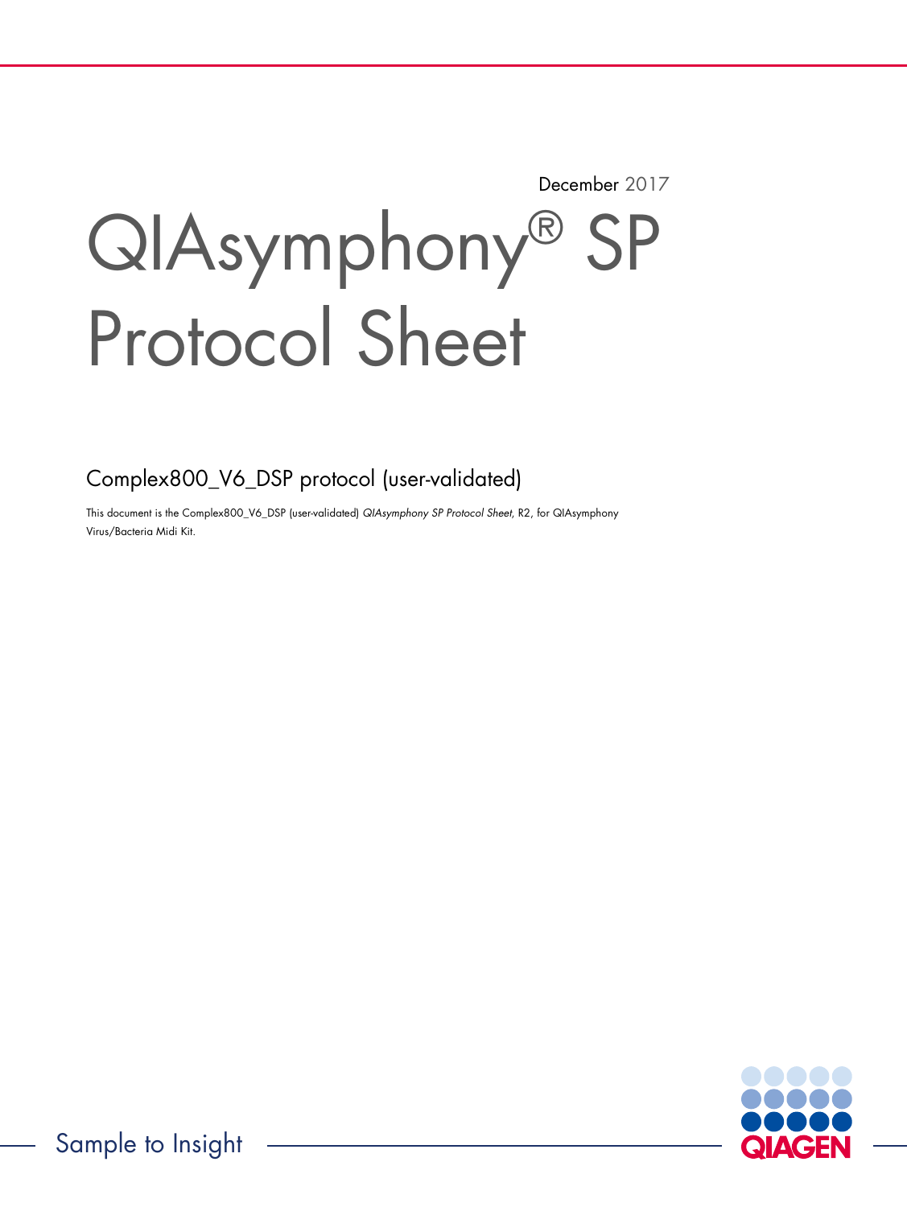December 2017

# QIAsymphony® SP Protocol Sheet

## Complex800_V6_DSP protocol (user-validated)

This document is the Complex800_V6_DSP (user-validated) *QIAsymphony SP Protocol Sheet*, R2, for QIAsymphony Virus/Bacteria Midi Kit.

Sample to Insight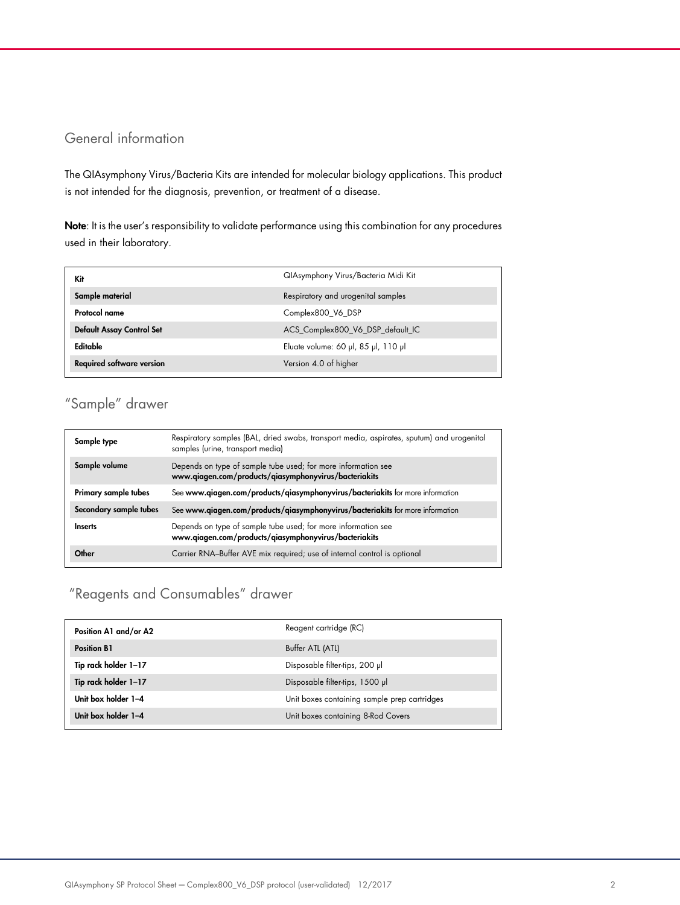## General information

The QIAsymphony Virus/Bacteria Kits are intended for molecular biology applications. This product is not intended for the diagnosis, prevention, or treatment of a disease.

**Note**: It is the user's responsibility to validate performance using this combination for any procedures used in their laboratory.

| **Kit** | QIAsymphony Virus/Bacteria Midi Kit |
|---|---|
| **Sample material** | Respiratory and urogenital samples |
| **Protocol name** | Complex800_V6_DSP |
| **Default Assay Control Set** | ACS_Complex800_V6_DSP_default_IC |
| **Editable** | Eluate volume: 60 µl, 85 µl, 110 µl |
| **Required software version** | Version 4.0 of higher |

## "Sample" drawer

| **Sample type** | Respiratory samples (BAL, dried swabs, transport media, aspirates, sputum) and urogenital samples (urine, transport media) |
|---|---|
| **Sample volume** | Depends on type of sample tube used; for more information see **www.qiagen.com/products/qiasymphonyvirus/bacteriakits** |
| **Primary sample tubes** | See **www.qiagen.com/products/qiasymphonyvirus/bacteriakits** for more information |
| **Secondary sample tubes** | See **www.qiagen.com/products/qiasymphonyvirus/bacteriakits** for more information |
| **Inserts** | Depends on type of sample tube used; for more information see **www.qiagen.com/products/qiasymphonyvirus/bacteriakits** |
| **Other** | Carrier RNA–Buffer AVE mix required; use of internal control is optional |

## "Reagents and Consumables" drawer

| **Position A1 and/or A2** | Reagent cartridge (RC) |
|---|---|
| **Position B1** | Buffer ATL (ATL) |
| **Tip rack holder 1–17** | Disposable filter-tips, 200 µl |
| **Tip rack holder 1–17** | Disposable filter-tips, 1500 µl |
| **Unit box holder 1–4** | Unit boxes containing sample prep cartridges |
| **Unit box holder 1–4** | Unit boxes containing 8-Rod Covers |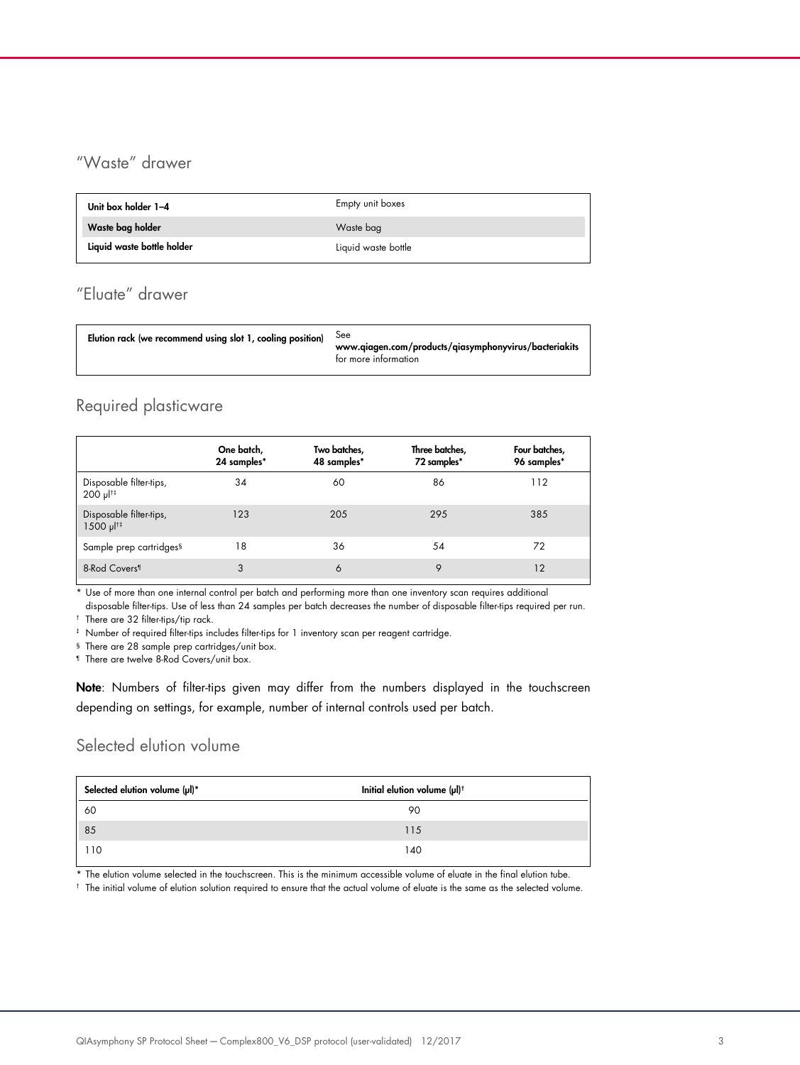## "Waste" drawer

| | |
|---|---|
| **Unit box holder 1–4** | Empty unit boxes |
| **Waste bag holder** | Waste bag |
| **Liquid waste bottle holder** | Liquid waste bottle |

## "Eluate" drawer

| | |
|---|---|
| **Elution rack (we recommend using slot 1, cooling position)** | See **www.qiagen.com/products/qiasymphonyvirus/bacteriakits** for more information |

## Required plasticware

| | One batch, 24 samples* | Two batches, 48 samples* | Three batches, 72 samples* | Four batches, 96 samples* |
|---|---|---|---|---|
| Disposable filter-tips, 200 µl†‡ | 34 | 60 | 86 | 112 |
| Disposable filter-tips, 1500 µl†‡ | 123 | 205 | 295 | 385 |
| Sample prep cartridges§ | 18 | 36 | 54 | 72 |
| 8-Rod Covers¶ | 3 | 6 | 9 | 12 |

\* Use of more than one internal control per batch and performing more than one inventory scan requires additional disposable filter-tips. Use of less than 24 samples per batch decreases the number of disposable filter-tips required per run.

† There are 32 filter-tips/tip rack.

‡ Number of required filter-tips includes filter-tips for 1 inventory scan per reagent cartridge.

§ There are 28 sample prep cartridges/unit box.

¶ There are twelve 8-Rod Covers/unit box.

**Note**: Numbers of filter-tips given may differ from the numbers displayed in the touchscreen depending on settings, for example, number of internal controls used per batch.

## Selected elution volume

| Selected elution volume (µl)* | Initial elution volume (µl)† |
|---|---|
| 60 | 90 |
| 85 | 115 |
| 110 | 140 |

\* The elution volume selected in the touchscreen. This is the minimum accessible volume of eluate in the final elution tube.

† The initial volume of elution solution required to ensure that the actual volume of eluate is the same as the selected volume.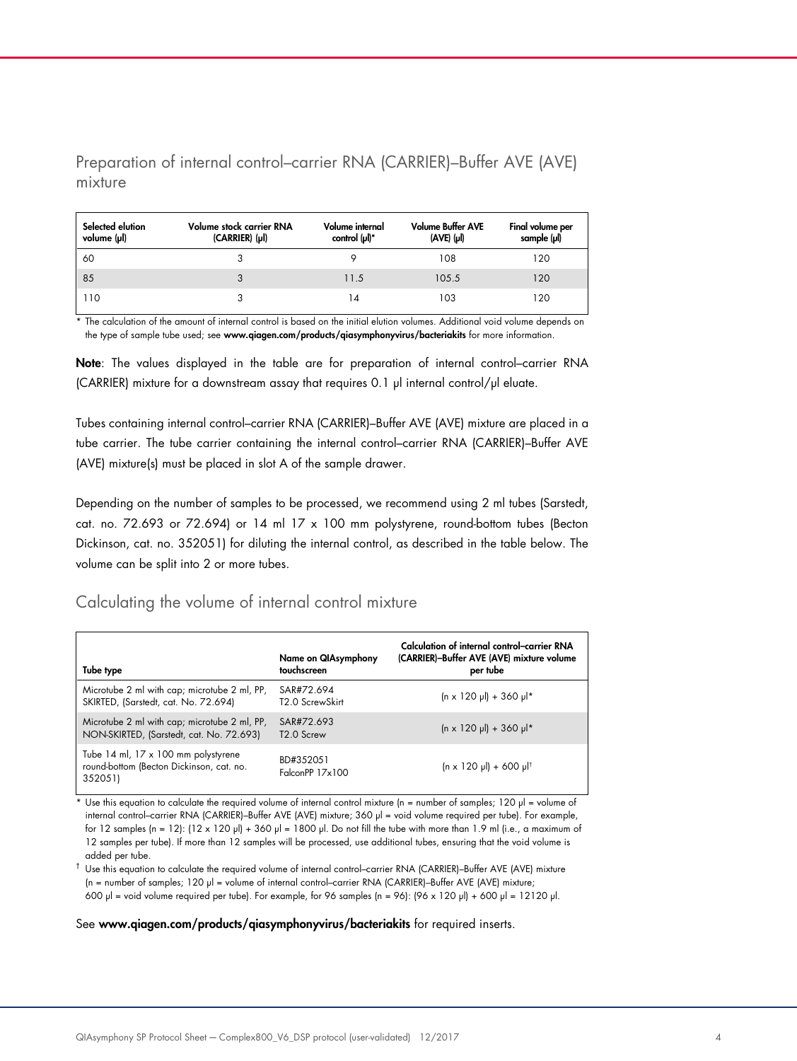## Preparation of internal control–carrier RNA (CARRIER)–Buffer AVE (AVE) mixture

| Selected elution volume (µl) | Volume stock carrier RNA (CARRIER) (µl) | Volume internal control (µl)* | Volume Buffer AVE (AVE) (µl) | Final volume per sample (µl) |
|---|---|---|---|---|
| 60 | 3 | 9 | 108 | 120 |
| 85 | 3 | 11.5 | 105.5 | 120 |
| 110 | 3 | 14 | 103 | 120 |

\* The calculation of the amount of internal control is based on the initial elution volumes. Additional void volume depends on the type of sample tube used; see **www.qiagen.com/products/qiasymphonyvirus/bacteriakits** for more information.

**Note**: The values displayed in the table are for preparation of internal control–carrier RNA (CARRIER) mixture for a downstream assay that requires 0.1 µl internal control/µl eluate.

Tubes containing internal control–carrier RNA (CARRIER)–Buffer AVE (AVE) mixture are placed in a tube carrier. The tube carrier containing the internal control–carrier RNA (CARRIER)–Buffer AVE (AVE) mixture(s) must be placed in slot A of the sample drawer.

Depending on the number of samples to be processed, we recommend using 2 ml tubes (Sarstedt, cat. no. 72.693 or 72.694) or 14 ml 17 x 100 mm polystyrene, round-bottom tubes (Becton Dickinson, cat. no. 352051) for diluting the internal control, as described in the table below. The volume can be split into 2 or more tubes.

## Calculating the volume of internal control mixture

| Tube type | Name on QIAsymphony touchscreen | Calculation of internal control–carrier RNA (CARRIER)–Buffer AVE (AVE) mixture volume per tube |
|---|---|---|
| Microtube 2 ml with cap; microtube 2 ml, PP, SKIRTED, (Sarstedt, cat. No. 72.694) | SAR#72.694 T2.0 ScrewSkirt | (n x 120 µl) + 360 µl* |
| Microtube 2 ml with cap; microtube 2 ml, PP, NON-SKIRTED, (Sarstedt, cat. No. 72.693) | SAR#72.693 T2.0 Screw | (n x 120 µl) + 360 µl* |
| Tube 14 ml, 17 x 100 mm polystyrene round-bottom (Becton Dickinson, cat. no. 352051) | BD#352051 FalconPP 17x100 | (n x 120 µl) + 600 µl† |

\* Use this equation to calculate the required volume of internal control mixture (n = number of samples; 120 µl = volume of internal control–carrier RNA (CARRIER)–Buffer AVE (AVE) mixture; 360 µl = void volume required per tube). For example, for 12 samples (n = 12): (12 x 120 µl) + 360 µl = 1800 µl. Do not fill the tube with more than 1.9 ml (i.e., a maximum of 12 samples per tube). If more than 12 samples will be processed, use additional tubes, ensuring that the void volume is added per tube.

† Use this equation to calculate the required volume of internal control–carrier RNA (CARRIER)–Buffer AVE (AVE) mixture (n = number of samples; 120 µl = volume of internal control–carrier RNA (CARRIER)–Buffer AVE (AVE) mixture; 600 µl = void volume required per tube). For example, for 96 samples (n = 96): (96 x 120 µl) + 600 µl = 12120 µl.

See **www.qiagen.com/products/qiasymphonyvirus/bacteriakits** for required inserts.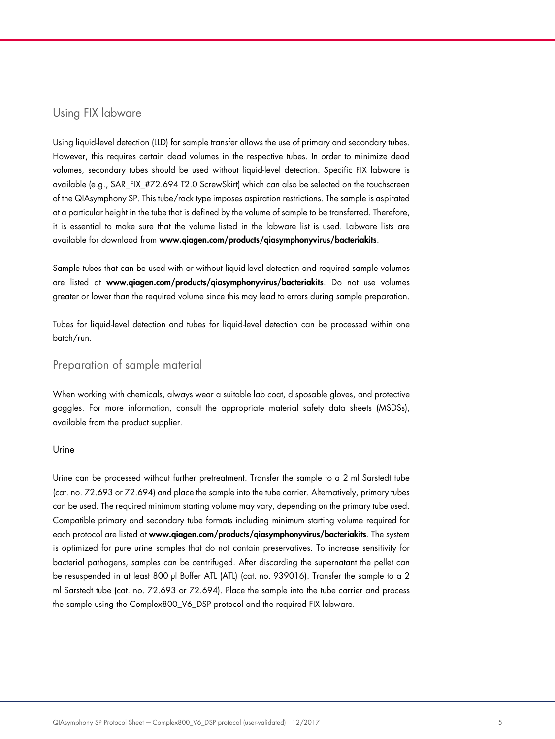## Using FIX labware

Using liquid-level detection (LLD) for sample transfer allows the use of primary and secondary tubes. However, this requires certain dead volumes in the respective tubes. In order to minimize dead volumes, secondary tubes should be used without liquid-level detection. Specific FIX labware is available (e.g., SAR_FIX_#72.694 T2.0 ScrewSkirt) which can also be selected on the touchscreen of the QIAsymphony SP. This tube/rack type imposes aspiration restrictions. The sample is aspirated at a particular height in the tube that is defined by the volume of sample to be transferred. Therefore, it is essential to make sure that the volume listed in the labware list is used. Labware lists are available for download from **www.qiagen.com/products/qiasymphonyvirus/bacteriakits**.

Sample tubes that can be used with or without liquid-level detection and required sample volumes are listed at **www.qiagen.com/products/qiasymphonyvirus/bacteriakits**. Do not use volumes greater or lower than the required volume since this may lead to errors during sample preparation.

Tubes for liquid-level detection and tubes for liquid-level detection can be processed within one batch/run.

## Preparation of sample material

When working with chemicals, always wear a suitable lab coat, disposable gloves, and protective goggles. For more information, consult the appropriate material safety data sheets (MSDSs), available from the product supplier.

### Urine

Urine can be processed without further pretreatment. Transfer the sample to a 2 ml Sarstedt tube (cat. no. 72.693 or 72.694) and place the sample into the tube carrier. Alternatively, primary tubes can be used. The required minimum starting volume may vary, depending on the primary tube used. Compatible primary and secondary tube formats including minimum starting volume required for each protocol are listed at **www.qiagen.com/products/qiasymphonyvirus/bacteriakits**. The system is optimized for pure urine samples that do not contain preservatives. To increase sensitivity for bacterial pathogens, samples can be centrifuged. After discarding the supernatant the pellet can be resuspended in at least 800 µl Buffer ATL (ATL) (cat. no. 939016). Transfer the sample to a 2 ml Sarstedt tube (cat. no. 72.693 or 72.694). Place the sample into the tube carrier and process the sample using the Complex800_V6_DSP protocol and the required FIX labware.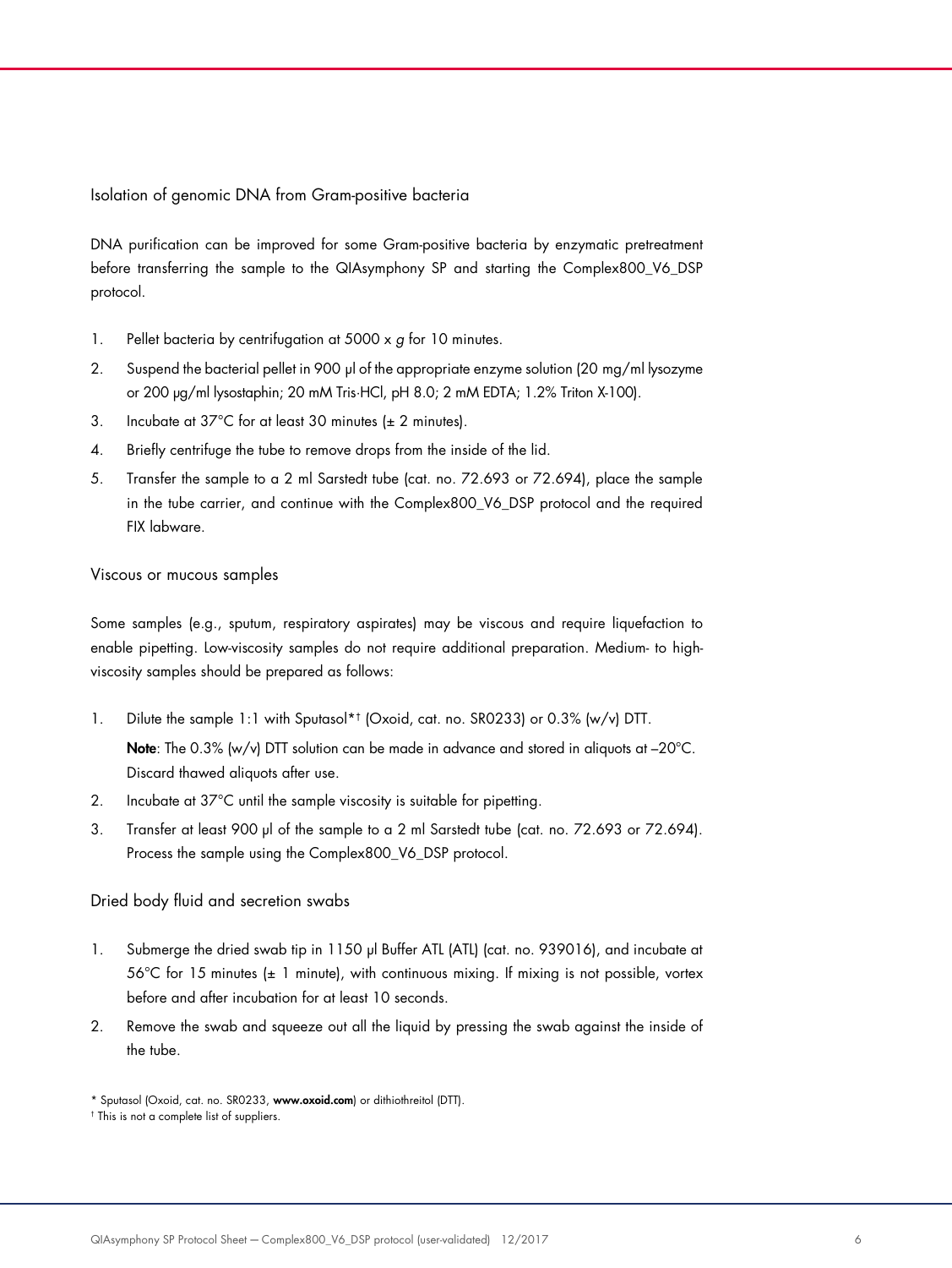### Isolation of genomic DNA from Gram-positive bacteria

DNA purification can be improved for some Gram-positive bacteria by enzymatic pretreatment before transferring the sample to the QIAsymphony SP and starting the Complex800_V6_DSP protocol.

1. Pellet bacteria by centrifugation at 5000 x *g* for 10 minutes.
2. Suspend the bacterial pellet in 900 µl of the appropriate enzyme solution (20 mg/ml lysozyme or 200 µg/ml lysostaphin; 20 mM Tris·HCl, pH 8.0; 2 mM EDTA; 1.2% Triton X-100).
3. Incubate at 37°C for at least 30 minutes (± 2 minutes).
4. Briefly centrifuge the tube to remove drops from the inside of the lid.
5. Transfer the sample to a 2 ml Sarstedt tube (cat. no. 72.693 or 72.694), place the sample in the tube carrier, and continue with the Complex800_V6_DSP protocol and the required FIX labware.

### Viscous or mucous samples

Some samples (e.g., sputum, respiratory aspirates) may be viscous and require liquefaction to enable pipetting. Low-viscosity samples do not require additional preparation. Medium- to high-viscosity samples should be prepared as follows:

1. Dilute the sample 1:1 with Sputasol*† (Oxoid, cat. no. SR0233) or 0.3% (w/v) DTT.

   **Note**: The 0.3% (w/v) DTT solution can be made in advance and stored in aliquots at –20°C. Discard thawed aliquots after use.
2. Incubate at 37°C until the sample viscosity is suitable for pipetting.
3. Transfer at least 900 µl of the sample to a 2 ml Sarstedt tube (cat. no. 72.693 or 72.694). Process the sample using the Complex800_V6_DSP protocol.

### Dried body fluid and secretion swabs

1. Submerge the dried swab tip in 1150 µl Buffer ATL (ATL) (cat. no. 939016), and incubate at 56°C for 15 minutes (± 1 minute), with continuous mixing. If mixing is not possible, vortex before and after incubation for at least 10 seconds.
2. Remove the swab and squeeze out all the liquid by pressing the swab against the inside of the tube.

* Sputasol (Oxoid, cat. no. SR0233, **www.oxoid.com**) or dithiothreitol (DTT).

† This is not a complete list of suppliers.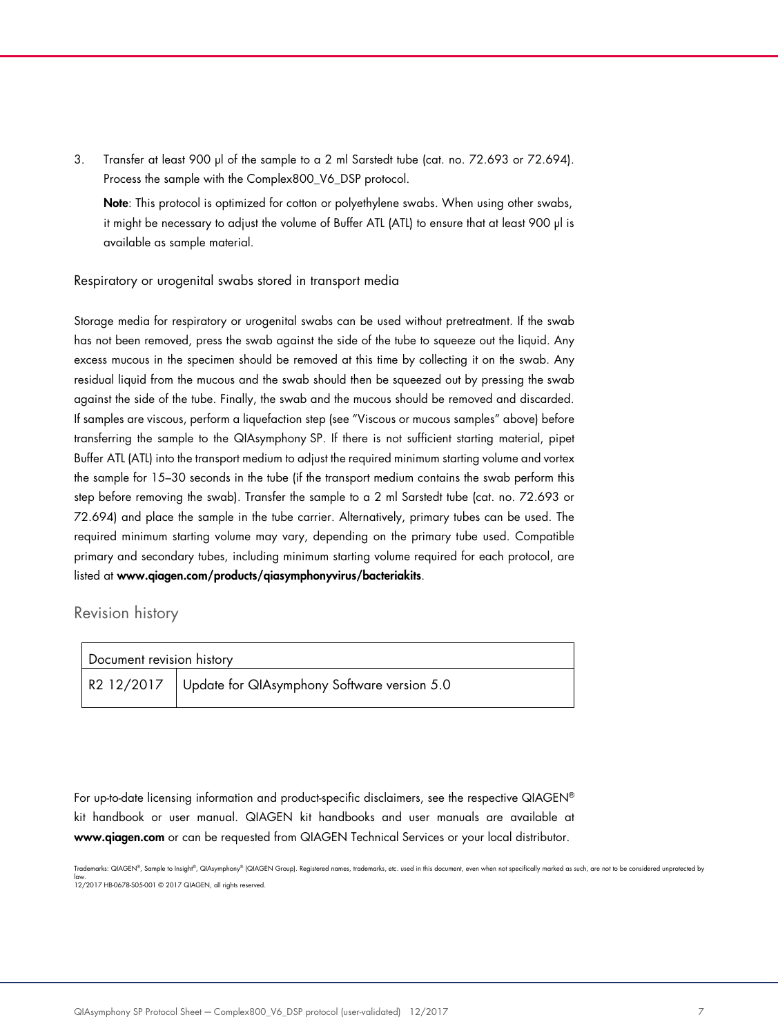3. Transfer at least 900 µl of the sample to a 2 ml Sarstedt tube (cat. no. 72.693 or 72.694). Process the sample with the Complex800_V6_DSP protocol.

   **Note**: This protocol is optimized for cotton or polyethylene swabs. When using other swabs, it might be necessary to adjust the volume of Buffer ATL (ATL) to ensure that at least 900 µl is available as sample material.

### Respiratory or urogenital swabs stored in transport media

Storage media for respiratory or urogenital swabs can be used without pretreatment. If the swab has not been removed, press the swab against the side of the tube to squeeze out the liquid. Any excess mucous in the specimen should be removed at this time by collecting it on the swab. Any residual liquid from the mucous and the swab should then be squeezed out by pressing the swab against the side of the tube. Finally, the swab and the mucous should be removed and discarded. If samples are viscous, perform a liquefaction step (see "Viscous or mucous samples" above) before transferring the sample to the QIAsymphony SP. If there is not sufficient starting material, pipet Buffer ATL (ATL) into the transport medium to adjust the required minimum starting volume and vortex the sample for 15–30 seconds in the tube (if the transport medium contains the swab perform this step before removing the swab). Transfer the sample to a 2 ml Sarstedt tube (cat. no. 72.693 or 72.694) and place the sample in the tube carrier. Alternatively, primary tubes can be used. The required minimum starting volume may vary, depending on the primary tube used. Compatible primary and secondary tubes, including minimum starting volume required for each protocol, are listed at **www.qiagen.com/products/qiasymphonyvirus/bacteriakits**.

## Revision history

| Document revision history | |
|---|---|
| R2 12/2017 | Update for QIAsymphony Software version 5.0 |

For up-to-date licensing information and product-specific disclaimers, see the respective QIAGEN® kit handbook or user manual. QIAGEN kit handbooks and user manuals are available at **www.qiagen.com** or can be requested from QIAGEN Technical Services or your local distributor.

Trademarks: QIAGEN®, Sample to Insight®, QIAsymphony® (QIAGEN Group). Registered names, trademarks, etc. used in this document, even when not specifically marked as such, are not to be considered unprotected by law.
12/2017 HB-0678-S05-001 © 2017 QIAGEN, all rights reserved.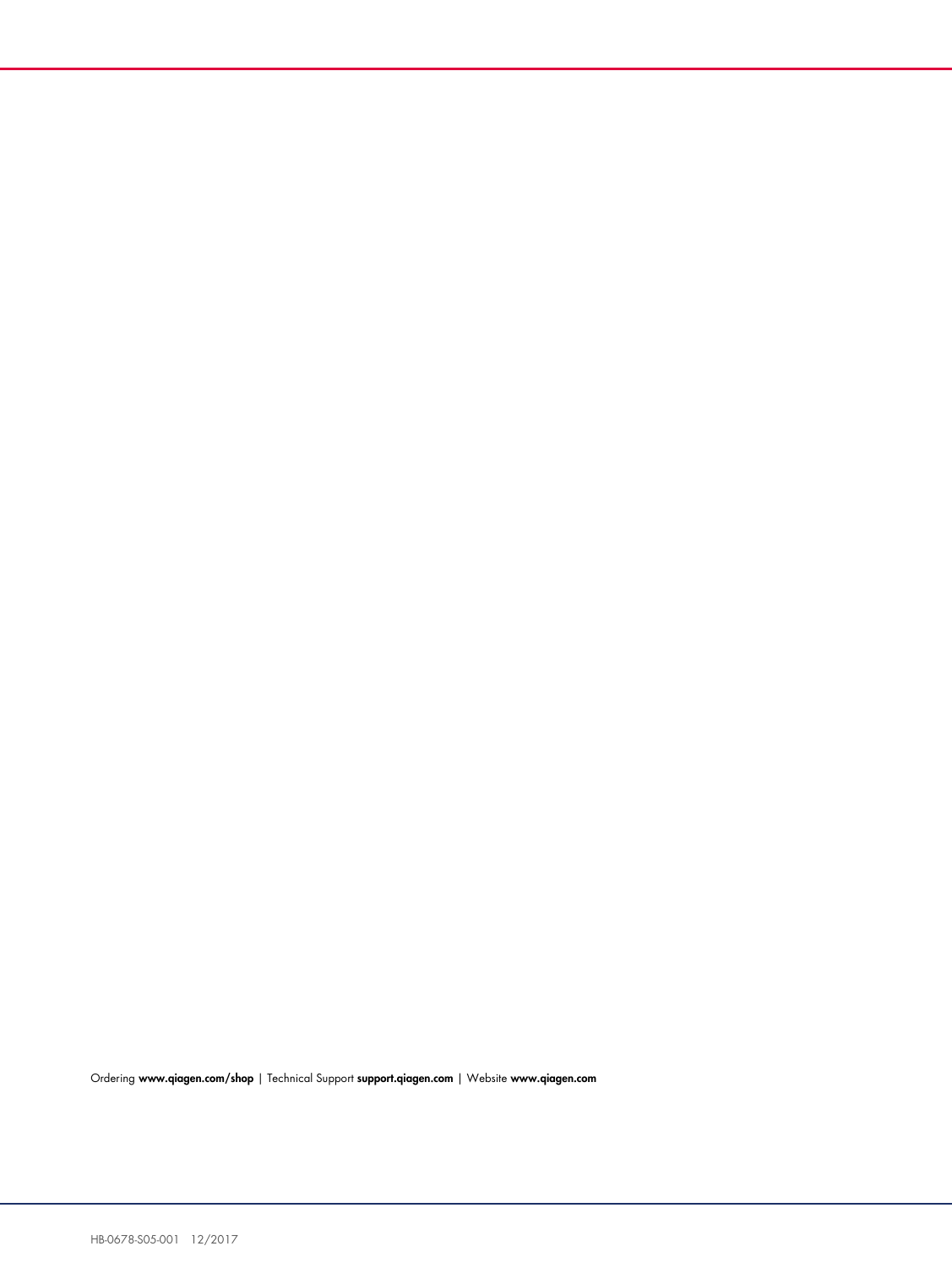Ordering **www.qiagen.com/shop** | Technical Support **support.qiagen.com** | Website **www.qiagen.com**

HB-0678-S05-001 12/2017